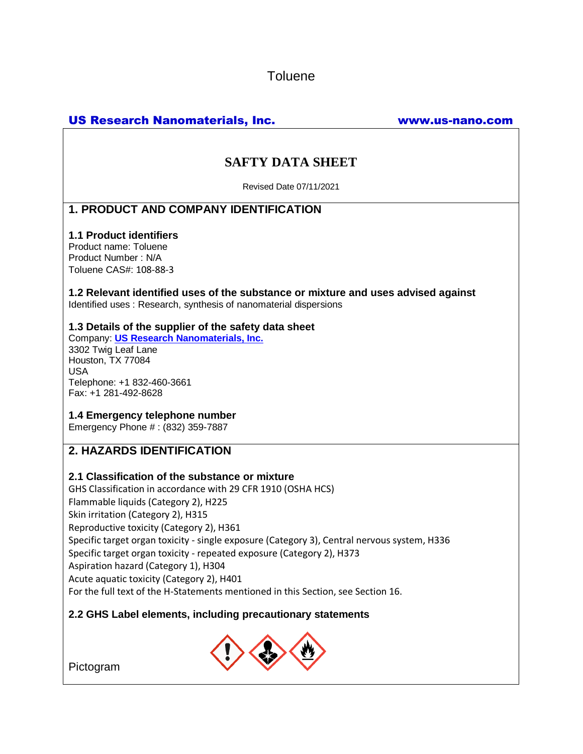Toluene

**US Research Nanomaterials, Inc.** **www.us-nano.com**

# SAFTY DATA SHEET

Revised Date 07/11/2021

## 1. PRODUCT AND COMPANY IDENTIFICATION

### 1.1 Product identifiers

Product name: Toluene
Product Number : N/A
Toluene CAS#: 108-88-3

### 1.2 Relevant identified uses of the substance or mixture and uses advised against

Identified uses : Research, synthesis of nanomaterial dispersions

### 1.3 Details of the supplier of the safety data sheet

Company: **US Research Nanomaterials, Inc.**
3302 Twig Leaf Lane
Houston, TX 77084
USA
Telephone: +1 832-460-3661
Fax: +1 281-492-8628

### 1.4 Emergency telephone number

Emergency Phone # : (832) 359-7887

## 2. HAZARDS IDENTIFICATION

### 2.1 Classification of the substance or mixture

GHS Classification in accordance with 29 CFR 1910 (OSHA HCS)
Flammable liquids (Category 2), H225
Skin irritation (Category 2), H315
Reproductive toxicity (Category 2), H361
Specific target organ toxicity - single exposure (Category 3), Central nervous system, H336
Specific target organ toxicity - repeated exposure (Category 2), H373
Aspiration hazard (Category 1), H304
Acute aquatic toxicity (Category 2), H401
For the full text of the H-Statements mentioned in this Section, see Section 16.

### 2.2 GHS Label elements, including precautionary statements

Pictogram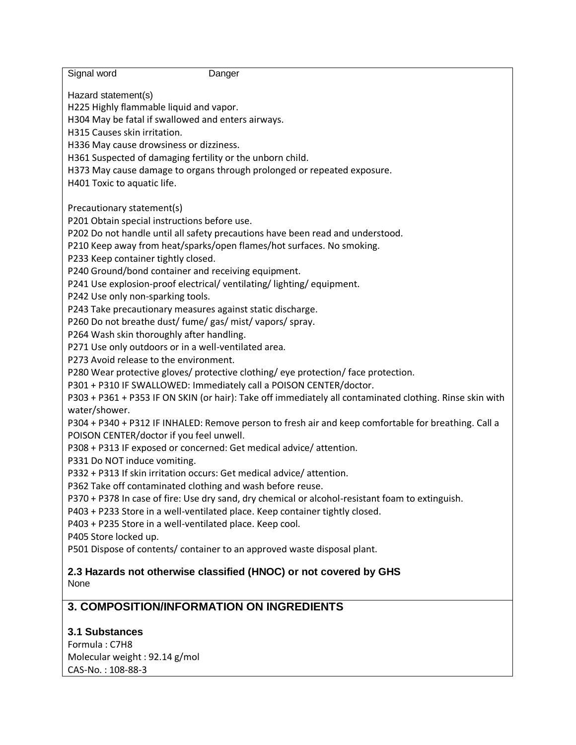Signal word Danger

Hazard statement(s)

H225 Highly flammable liquid and vapor.
H304 May be fatal if swallowed and enters airways.
H315 Causes skin irritation.
H336 May cause drowsiness or dizziness.
H361 Suspected of damaging fertility or the unborn child.
H373 May cause damage to organs through prolonged or repeated exposure.
H401 Toxic to aquatic life.

Precautionary statement(s)

P201 Obtain special instructions before use.
P202 Do not handle until all safety precautions have been read and understood.
P210 Keep away from heat/sparks/open flames/hot surfaces. No smoking.
P233 Keep container tightly closed.
P240 Ground/bond container and receiving equipment.
P241 Use explosion-proof electrical/ ventilating/ lighting/ equipment.
P242 Use only non-sparking tools.
P243 Take precautionary measures against static discharge.
P260 Do not breathe dust/ fume/ gas/ mist/ vapors/ spray.
P264 Wash skin thoroughly after handling.
P271 Use only outdoors or in a well-ventilated area.
P273 Avoid release to the environment.
P280 Wear protective gloves/ protective clothing/ eye protection/ face protection.
P301 + P310 IF SWALLOWED: Immediately call a POISON CENTER/doctor.
P303 + P361 + P353 IF ON SKIN (or hair): Take off immediately all contaminated clothing. Rinse skin with water/shower.
P304 + P340 + P312 IF INHALED: Remove person to fresh air and keep comfortable for breathing. Call a POISON CENTER/doctor if you feel unwell.
P308 + P313 IF exposed or concerned: Get medical advice/ attention.
P331 Do NOT induce vomiting.
P332 + P313 If skin irritation occurs: Get medical advice/ attention.
P362 Take off contaminated clothing and wash before reuse.
P370 + P378 In case of fire: Use dry sand, dry chemical or alcohol-resistant foam to extinguish.
P403 + P233 Store in a well-ventilated place. Keep container tightly closed.
P403 + P235 Store in a well-ventilated place. Keep cool.
P405 Store locked up.
P501 Dispose of contents/ container to an approved waste disposal plant.

### 2.3 Hazards not otherwise classified (HNOC) or not covered by GHS

None

## 3. COMPOSITION/INFORMATION ON INGREDIENTS

### 3.1 Substances

Formula : $C_7H_8$
Molecular weight : 92.14 g/mol
CAS-No. : 108-88-3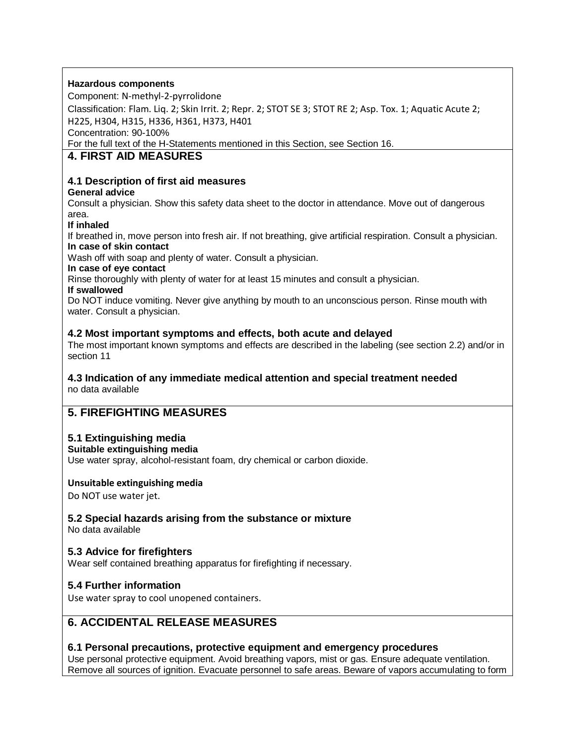**Hazardous components**

Component: N-methyl-2-pyrrolidone

Classification: Flam. Liq. 2; Skin Irrit. 2; Repr. 2; STOT SE 3; STOT RE 2; Asp. Tox. 1; Aquatic Acute 2;
H225, H304, H315, H336, H361, H373, H401

Concentration: 90-100%

For the full text of the H-Statements mentioned in this Section, see Section 16.

## 4. FIRST AID MEASURES

### 4.1 Description of first aid measures

**General advice**

Consult a physician. Show this safety data sheet to the doctor in attendance. Move out of dangerous area.

**If inhaled**

If breathed in, move person into fresh air. If not breathing, give artificial respiration. Consult a physician.

**In case of skin contact**

Wash off with soap and plenty of water. Consult a physician.

**In case of eye contact**

Rinse thoroughly with plenty of water for at least 15 minutes and consult a physician.

**If swallowed**

Do NOT induce vomiting. Never give anything by mouth to an unconscious person. Rinse mouth with water. Consult a physician.

### 4.2 Most important symptoms and effects, both acute and delayed

The most important known symptoms and effects are described in the labeling (see section 2.2) and/or in section 11

### 4.3 Indication of any immediate medical attention and special treatment needed

no data available

## 5. FIREFIGHTING MEASURES

### 5.1 Extinguishing media

**Suitable extinguishing media**

Use water spray, alcohol-resistant foam, dry chemical or carbon dioxide.

**Unsuitable extinguishing media**

Do NOT use water jet.

### 5.2 Special hazards arising from the substance or mixture

No data available

### 5.3 Advice for firefighters

Wear self contained breathing apparatus for firefighting if necessary.

### 5.4 Further information

Use water spray to cool unopened containers.

## 6. ACCIDENTAL RELEASE MEASURES

### 6.1 Personal precautions, protective equipment and emergency procedures

Use personal protective equipment. Avoid breathing vapors, mist or gas. Ensure adequate ventilation. Remove all sources of ignition. Evacuate personnel to safe areas. Beware of vapors accumulating to form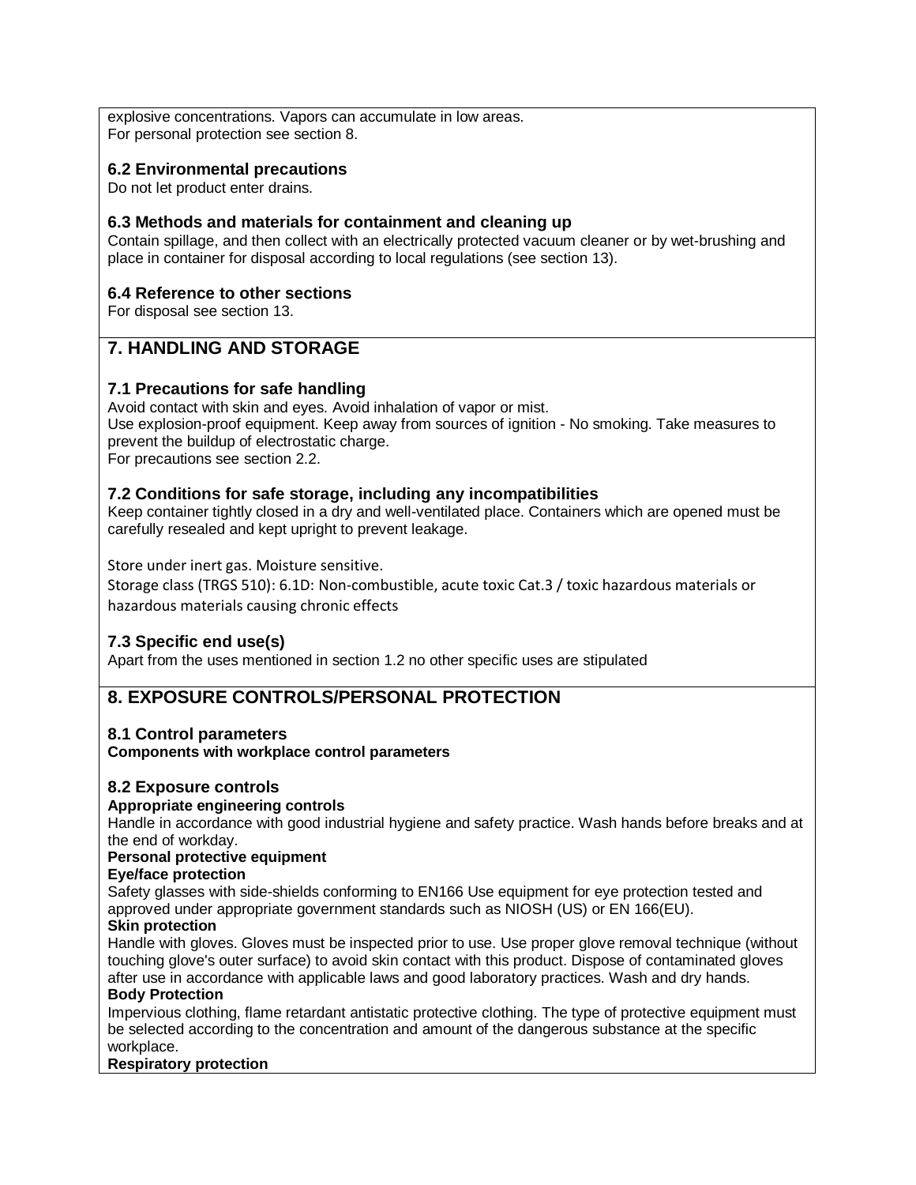explosive concentrations. Vapors can accumulate in low areas.
For personal protection see section 8.

### 6.2 Environmental precautions

Do not let product enter drains.

### 6.3 Methods and materials for containment and cleaning up

Contain spillage, and then collect with an electrically protected vacuum cleaner or by wet-brushing and place in container for disposal according to local regulations (see section 13).

### 6.4 Reference to other sections

For disposal see section 13.

## 7. HANDLING AND STORAGE

### 7.1 Precautions for safe handling

Avoid contact with skin and eyes. Avoid inhalation of vapor or mist.
Use explosion-proof equipment. Keep away from sources of ignition - No smoking. Take measures to prevent the buildup of electrostatic charge.
For precautions see section 2.2.

### 7.2 Conditions for safe storage, including any incompatibilities

Keep container tightly closed in a dry and well-ventilated place. Containers which are opened must be carefully resealed and kept upright to prevent leakage.

Store under inert gas. Moisture sensitive.
Storage class (TRGS 510): 6.1D: Non-combustible, acute toxic Cat.3 / toxic hazardous materials or hazardous materials causing chronic effects

### 7.3 Specific end use(s)

Apart from the uses mentioned in section 1.2 no other specific uses are stipulated

## 8. EXPOSURE CONTROLS/PERSONAL PROTECTION

### 8.1 Control parameters

**Components with workplace control parameters**

### 8.2 Exposure controls

**Appropriate engineering controls**

Handle in accordance with good industrial hygiene and safety practice. Wash hands before breaks and at the end of workday.

**Personal protective equipment**

**Eye/face protection**

Safety glasses with side-shields conforming to EN166 Use equipment for eye protection tested and approved under appropriate government standards such as NIOSH (US) or EN 166(EU).

**Skin protection**

Handle with gloves. Gloves must be inspected prior to use. Use proper glove removal technique (without touching glove's outer surface) to avoid skin contact with this product. Dispose of contaminated gloves after use in accordance with applicable laws and good laboratory practices. Wash and dry hands.

**Body Protection**

Impervious clothing, flame retardant antistatic protective clothing. The type of protective equipment must be selected according to the concentration and amount of the dangerous substance at the specific workplace.

**Respiratory protection**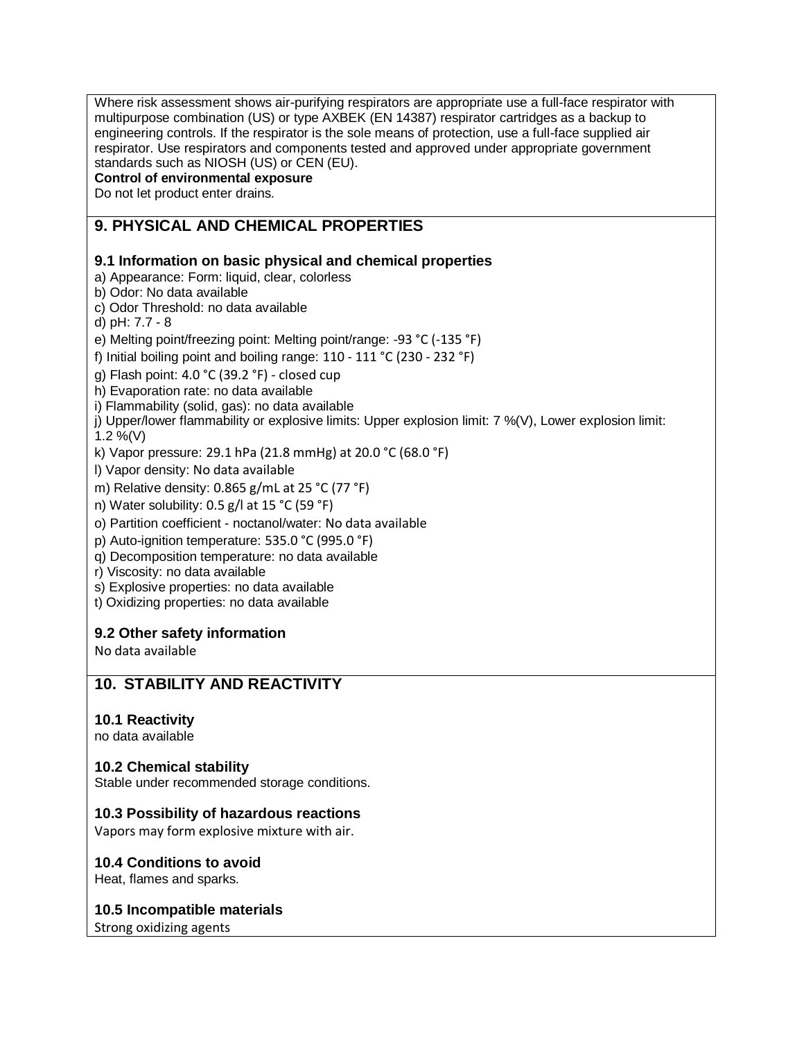Where risk assessment shows air-purifying respirators are appropriate use a full-face respirator with multipurpose combination (US) or type AXBEK (EN 14387) respirator cartridges as a backup to engineering controls. If the respirator is the sole means of protection, use a full-face supplied air respirator. Use respirators and components tested and approved under appropriate government standards such as NIOSH (US) or CEN (EU).

**Control of environmental exposure**

Do not let product enter drains.

## 9. PHYSICAL AND CHEMICAL PROPERTIES

### 9.1 Information on basic physical and chemical properties

a) Appearance: Form: liquid, clear, colorless

b) Odor: No data available

c) Odor Threshold: no data available

d) pH: 7.7 - 8

e) Melting point/freezing point: Melting point/range: -93 °C (-135 °F)

f) Initial boiling point and boiling range: 110 - 111 °C (230 - 232 °F)

g) Flash point: 4.0 °C (39.2 °F) - closed cup

h) Evaporation rate: no data available

i) Flammability (solid, gas): no data available

j) Upper/lower flammability or explosive limits: Upper explosion limit: 7 %(V), Lower explosion limit: 1.2 %(V)

k) Vapor pressure: 29.1 hPa (21.8 mmHg) at 20.0 °C (68.0 °F)

l) Vapor density: No data available

m) Relative density: 0.865 g/mL at 25 °C (77 °F)

n) Water solubility: 0.5 g/l at 15 °C (59 °F)

o) Partition coefficient - noctanol/water: No data available

p) Auto-ignition temperature: 535.0 °C (995.0 °F)

q) Decomposition temperature: no data available

r) Viscosity: no data available

s) Explosive properties: no data available

t) Oxidizing properties: no data available

### 9.2 Other safety information

No data available

## 10. STABILITY AND REACTIVITY

### 10.1 Reactivity

no data available

### 10.2 Chemical stability

Stable under recommended storage conditions.

### 10.3 Possibility of hazardous reactions

Vapors may form explosive mixture with air.

### 10.4 Conditions to avoid

Heat, flames and sparks.

### 10.5 Incompatible materials

Strong oxidizing agents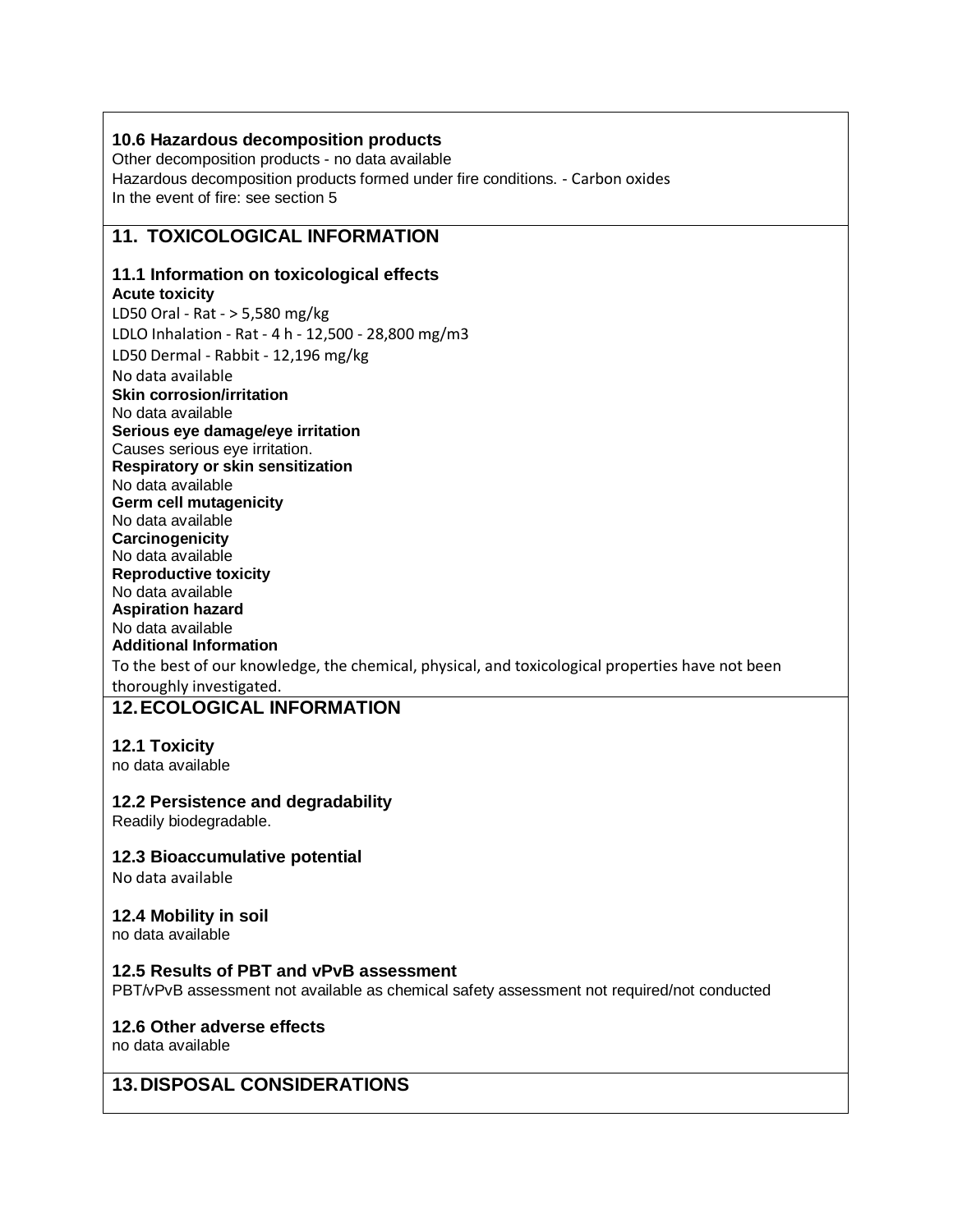### 10.6 Hazardous decomposition products

Other decomposition products - no data available
Hazardous decomposition products formed under fire conditions. - Carbon oxides
In the event of fire: see section 5

## 11. TOXICOLOGICAL INFORMATION

### 11.1 Information on toxicological effects

**Acute toxicity**
LD50 Oral - Rat - > 5,580 mg/kg
LDLO Inhalation - Rat - 4 h - 12,500 - 28,800 mg/m3
LD50 Dermal - Rabbit - 12,196 mg/kg
No data available

**Skin corrosion/irritation**
No data available

**Serious eye damage/eye irritation**
Causes serious eye irritation.

**Respiratory or skin sensitization**
No data available

**Germ cell mutagenicity**
No data available

**Carcinogenicity**
No data available

**Reproductive toxicity**
No data available

**Aspiration hazard**
No data available

**Additional Information**
To the best of our knowledge, the chemical, physical, and toxicological properties have not been thoroughly investigated.

## 12. ECOLOGICAL INFORMATION

### 12.1 Toxicity

no data available

### 12.2 Persistence and degradability

Readily biodegradable.

### 12.3 Bioaccumulative potential

No data available

### 12.4 Mobility in soil

no data available

### 12.5 Results of PBT and vPvB assessment

PBT/vPvB assessment not available as chemical safety assessment not required/not conducted

### 12.6 Other adverse effects

no data available

## 13. DISPOSAL CONSIDERATIONS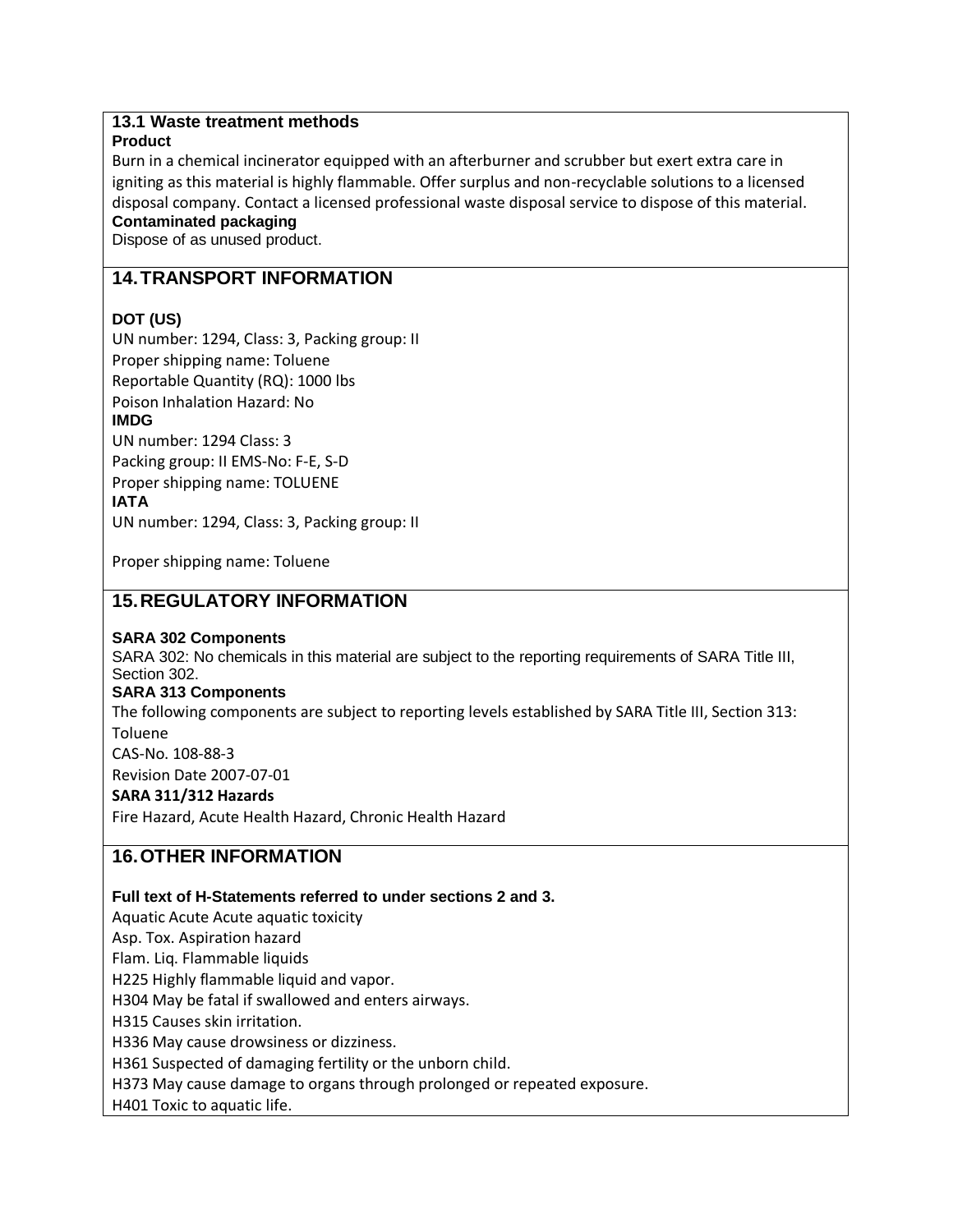### 13.1 Waste treatment methods

**Product**

Burn in a chemical incinerator equipped with an afterburner and scrubber but exert extra care in igniting as this material is highly flammable. Offer surplus and non-recyclable solutions to a licensed disposal company. Contact a licensed professional waste disposal service to dispose of this material.

**Contaminated packaging**

Dispose of as unused product.

## 14. TRANSPORT INFORMATION

**DOT (US)**

UN number: 1294, Class: 3, Packing group: II

Proper shipping name: Toluene

Reportable Quantity (RQ): 1000 lbs

Poison Inhalation Hazard: No

**IMDG**

UN number: 1294 Class: 3

Packing group: II EMS-No: F-E, S-D

Proper shipping name: TOLUENE

**IATA**

UN number: 1294, Class: 3, Packing group: II

Proper shipping name: Toluene

## 15. REGULATORY INFORMATION

**SARA 302 Components**

SARA 302: No chemicals in this material are subject to the reporting requirements of SARA Title III, Section 302.

**SARA 313 Components**

The following components are subject to reporting levels established by SARA Title III, Section 313:

Toluene

CAS-No. 108-88-3

Revision Date 2007-07-01

**SARA 311/312 Hazards**

Fire Hazard, Acute Health Hazard, Chronic Health Hazard

## 16. OTHER INFORMATION

**Full text of H-Statements referred to under sections 2 and 3.**

Aquatic Acute Acute aquatic toxicity

Asp. Tox. Aspiration hazard

Flam. Liq. Flammable liquids

H225 Highly flammable liquid and vapor.

H304 May be fatal if swallowed and enters airways.

H315 Causes skin irritation.

H336 May cause drowsiness or dizziness.

H361 Suspected of damaging fertility or the unborn child.

H373 May cause damage to organs through prolonged or repeated exposure.

H401 Toxic to aquatic life.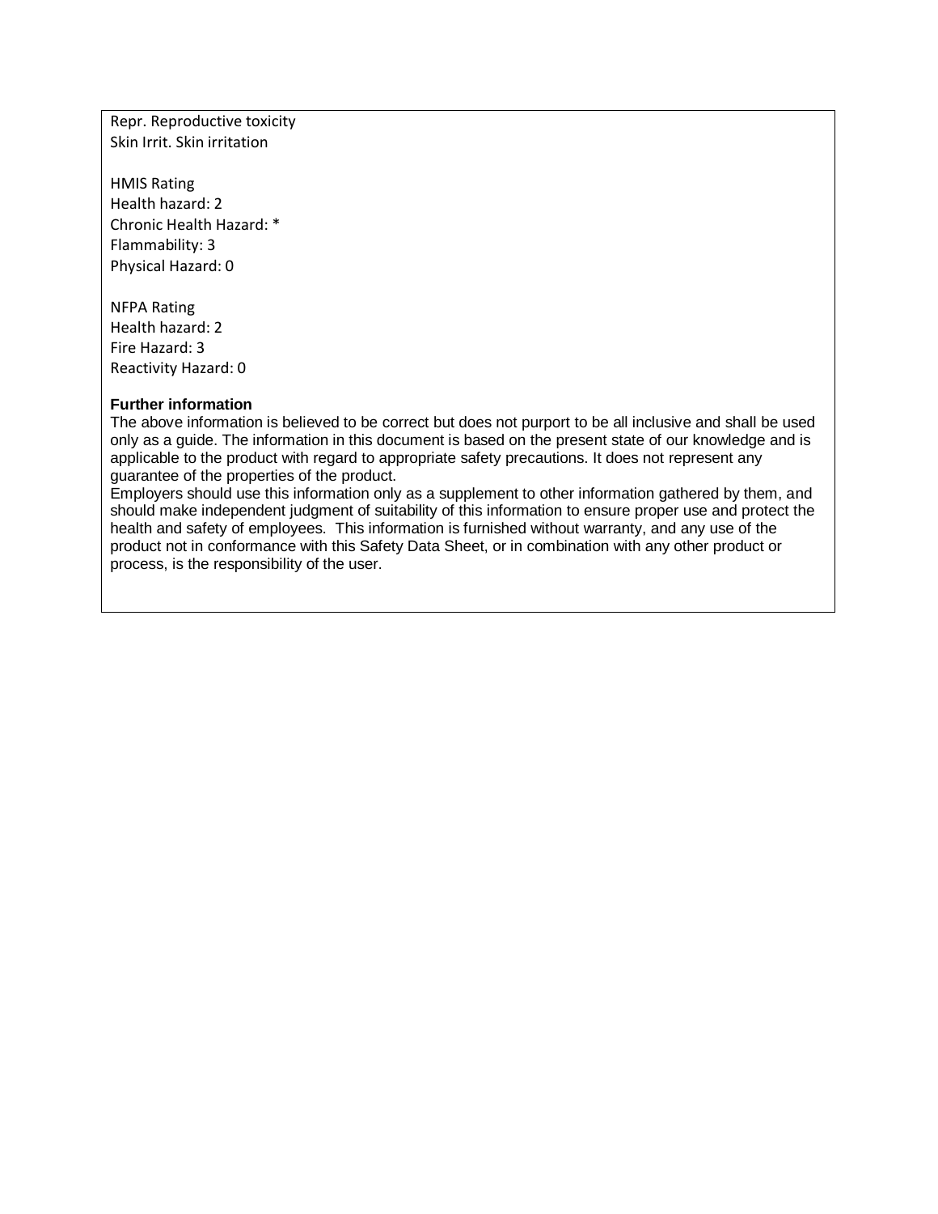Repr. Reproductive toxicity
Skin Irrit. Skin irritation

HMIS Rating
Health hazard: 2
Chronic Health Hazard: *
Flammability: 3
Physical Hazard: 0

NFPA Rating
Health hazard: 2
Fire Hazard: 3
Reactivity Hazard: 0

**Further information**

The above information is believed to be correct but does not purport to be all inclusive and shall be used only as a guide. The information in this document is based on the present state of our knowledge and is applicable to the product with regard to appropriate safety precautions. It does not represent any guarantee of the properties of the product.
Employers should use this information only as a supplement to other information gathered by them, and should make independent judgment of suitability of this information to ensure proper use and protect the health and safety of employees. This information is furnished without warranty, and any use of the product not in conformance with this Safety Data Sheet, or in combination with any other product or process, is the responsibility of the user.